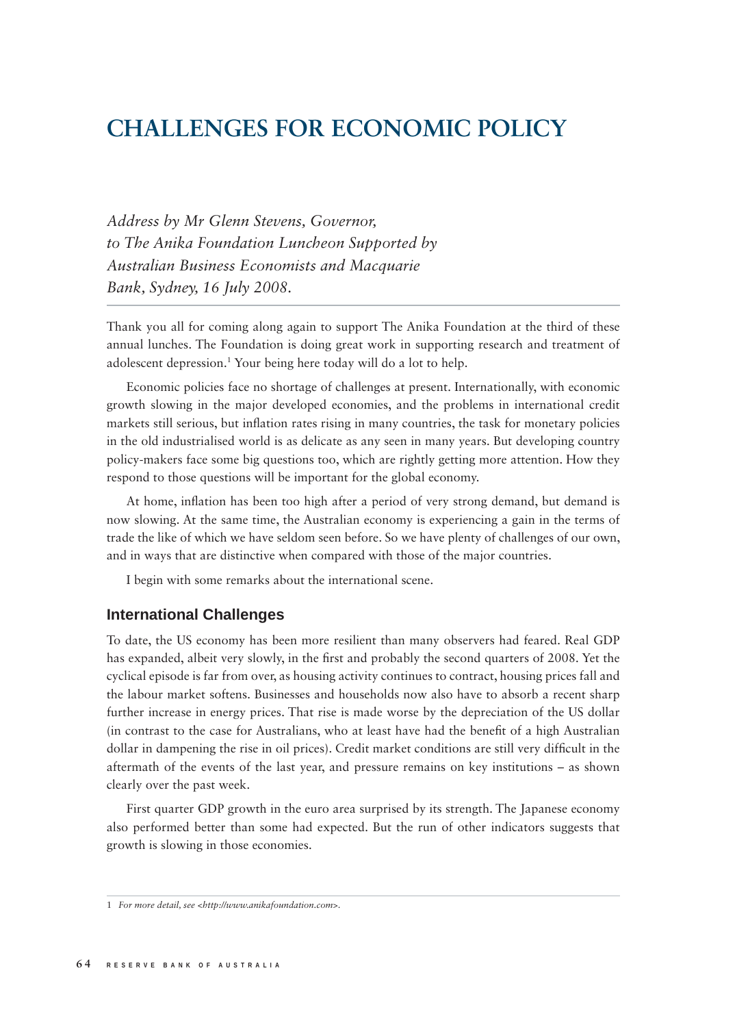# CHALLENGES FOR ECONOMIC POLICY

*Address by Mr Glenn Stevens, Governor, to The Anika Foundation Luncheon Supported by Australian Business Economists and Macquarie Bank, Sydney, 16 July 2008.*

Thank you all for coming along again to support The Anika Foundation at the third of these annual lunches. The Foundation is doing great work in supporting research and treatment of adolescent depression.[1] Your being here today will do a lot to help.

Economic policies face no shortage of challenges at present. Internationally, with economic growth slowing in the major developed economies, and the problems in international credit markets still serious, but inflation rates rising in many countries, the task for monetary policies in the old industrialised world is as delicate as any seen in many years. But developing country policy-makers face some big questions too, which are rightly getting more attention. How they respond to those questions will be important for the global economy.

At home, inflation has been too high after a period of very strong demand, but demand is now slowing. At the same time, the Australian economy is experiencing a gain in the terms of trade the like of which we have seldom seen before. So we have plenty of challenges of our own, and in ways that are distinctive when compared with those of the major countries.

I begin with some remarks about the international scene.

## International Challenges

To date, the US economy has been more resilient than many observers had feared. Real GDP has expanded, albeit very slowly, in the first and probably the second quarters of 2008. Yet the cyclical episode is far from over, as housing activity continues to contract, housing prices fall and the labour market softens. Businesses and households now also have to absorb a recent sharp further increase in energy prices. That rise is made worse by the depreciation of the US dollar (in contrast to the case for Australians, who at least have had the benefit of a high Australian dollar in dampening the rise in oil prices). Credit market conditions are still very difficult in the aftermath of the events of the last year, and pressure remains on key institutions – as shown clearly over the past week.

First quarter GDP growth in the euro area surprised by its strength. The Japanese economy also performed better than some had expected. But the run of other indicators suggests that growth is slowing in those economies.

1 *For more detail, see <http://www.anikafoundation.com>.*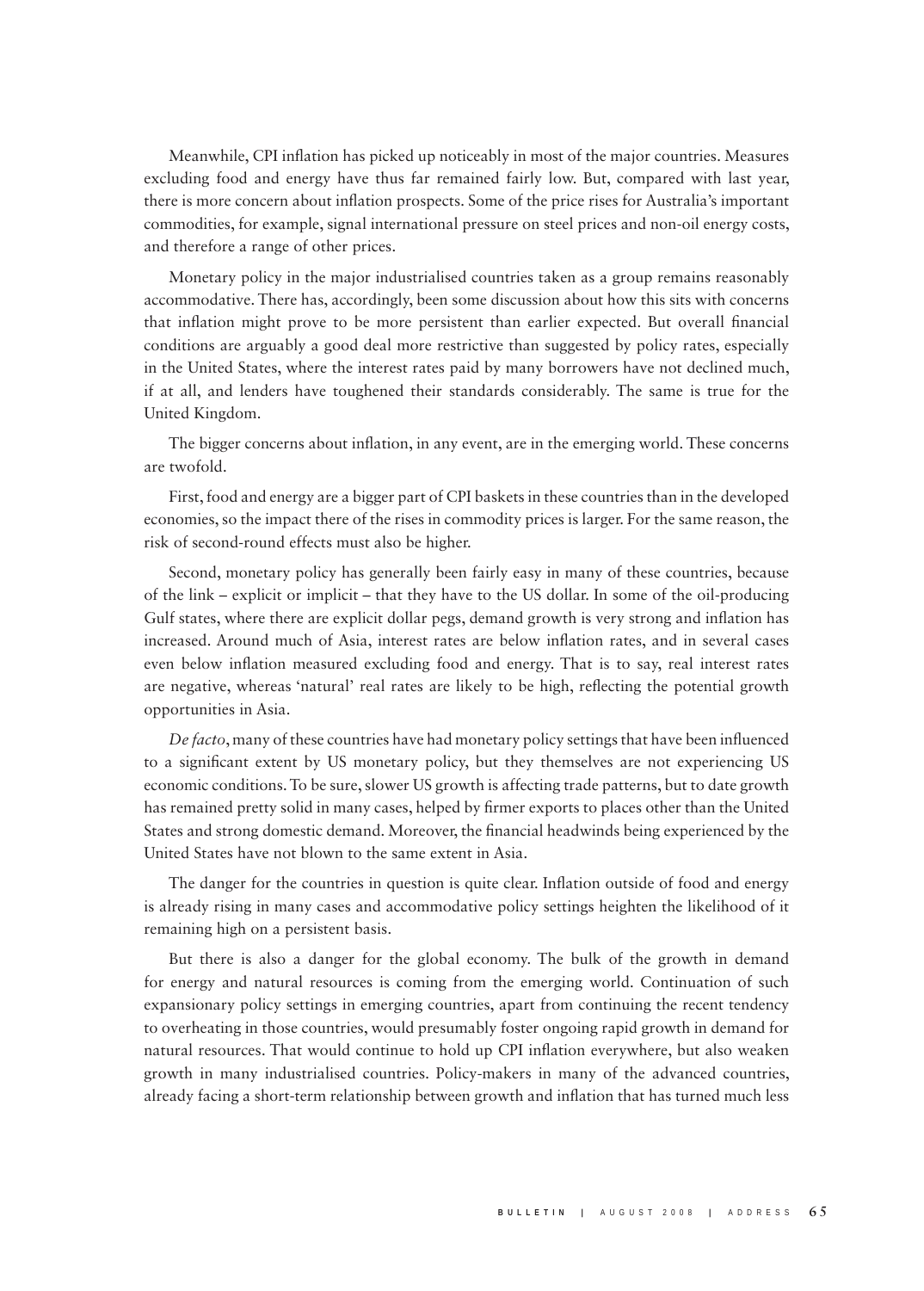Meanwhile, CPI inflation has picked up noticeably in most of the major countries. Measures excluding food and energy have thus far remained fairly low. But, compared with last year, there is more concern about inflation prospects. Some of the price rises for Australia's important commodities, for example, signal international pressure on steel prices and non-oil energy costs, and therefore a range of other prices.

Monetary policy in the major industrialised countries taken as a group remains reasonably accommodative. There has, accordingly, been some discussion about how this sits with concerns that inflation might prove to be more persistent than earlier expected. But overall financial conditions are arguably a good deal more restrictive than suggested by policy rates, especially in the United States, where the interest rates paid by many borrowers have not declined much, if at all, and lenders have toughened their standards considerably. The same is true for the United Kingdom.

The bigger concerns about inflation, in any event, are in the emerging world. These concerns are twofold.

First, food and energy are a bigger part of CPI baskets in these countries than in the developed economies, so the impact there of the rises in commodity prices is larger. For the same reason, the risk of second-round effects must also be higher.

Second, monetary policy has generally been fairly easy in many of these countries, because of the link – explicit or implicit – that they have to the US dollar. In some of the oil-producing Gulf states, where there are explicit dollar pegs, demand growth is very strong and inflation has increased. Around much of Asia, interest rates are below inflation rates, and in several cases even below inflation measured excluding food and energy. That is to say, real interest rates are negative, whereas 'natural' real rates are likely to be high, reflecting the potential growth opportunities in Asia.

*De facto*, many of these countries have had monetary policy settings that have been influenced to a significant extent by US monetary policy, but they themselves are not experiencing US economic conditions. To be sure, slower US growth is affecting trade patterns, but to date growth has remained pretty solid in many cases, helped by firmer exports to places other than the United States and strong domestic demand. Moreover, the financial headwinds being experienced by the United States have not blown to the same extent in Asia.

The danger for the countries in question is quite clear. Inflation outside of food and energy is already rising in many cases and accommodative policy settings heighten the likelihood of it remaining high on a persistent basis.

But there is also a danger for the global economy. The bulk of the growth in demand for energy and natural resources is coming from the emerging world. Continuation of such expansionary policy settings in emerging countries, apart from continuing the recent tendency to overheating in those countries, would presumably foster ongoing rapid growth in demand for natural resources. That would continue to hold up CPI inflation everywhere, but also weaken growth in many industrialised countries. Policy-makers in many of the advanced countries, already facing a short-term relationship between growth and inflation that has turned much less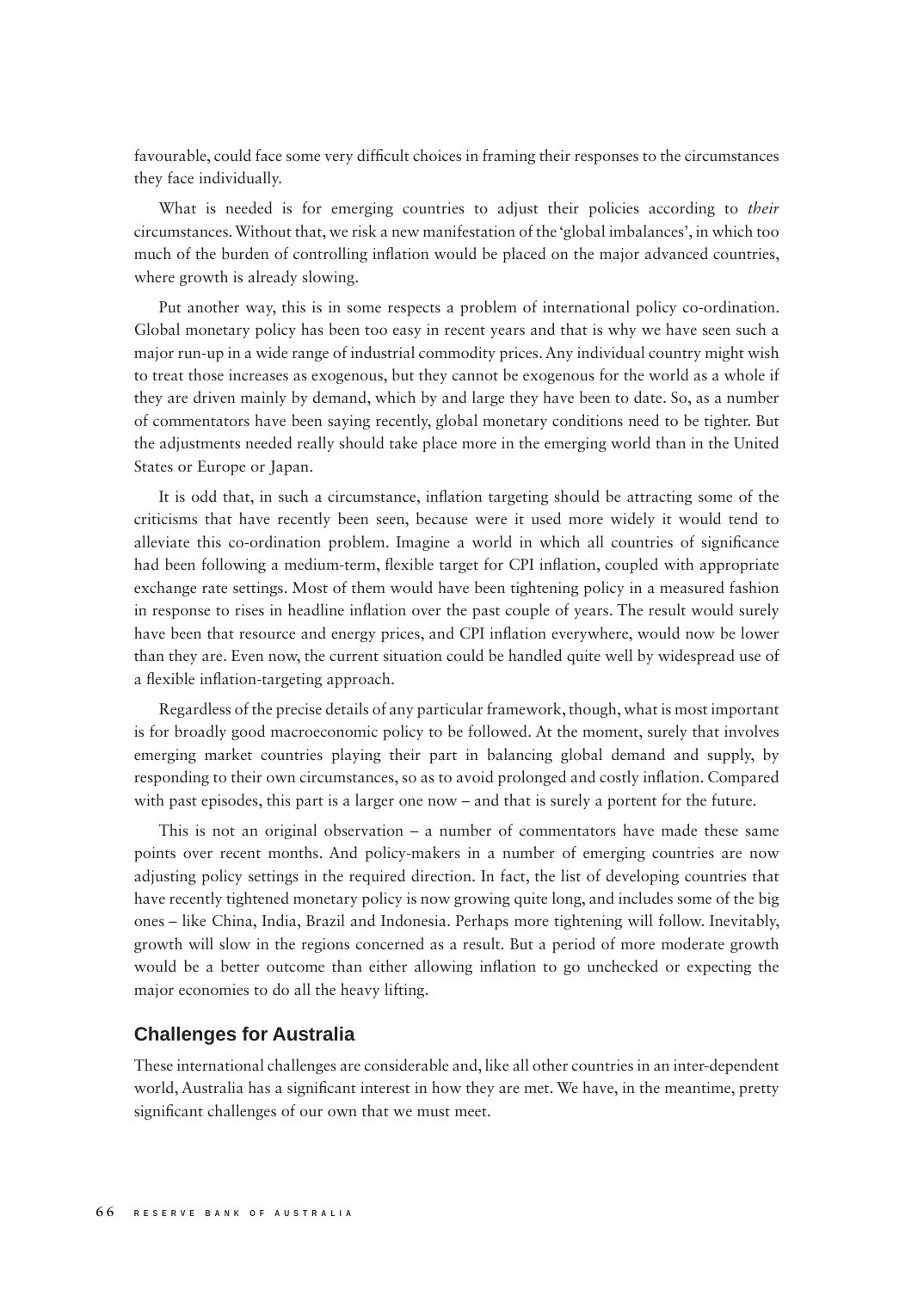favourable, could face some very difficult choices in framing their responses to the circumstances they face individually.

What is needed is for emerging countries to adjust their policies according to *their* circumstances. Without that, we risk a new manifestation of the 'global imbalances', in which too much of the burden of controlling inflation would be placed on the major advanced countries, where growth is already slowing.

Put another way, this is in some respects a problem of international policy co-ordination. Global monetary policy has been too easy in recent years and that is why we have seen such a major run-up in a wide range of industrial commodity prices. Any individual country might wish to treat those increases as exogenous, but they cannot be exogenous for the world as a whole if they are driven mainly by demand, which by and large they have been to date. So, as a number of commentators have been saying recently, global monetary conditions need to be tighter. But the adjustments needed really should take place more in the emerging world than in the United States or Europe or Japan.

It is odd that, in such a circumstance, inflation targeting should be attracting some of the criticisms that have recently been seen, because were it used more widely it would tend to alleviate this co-ordination problem. Imagine a world in which all countries of significance had been following a medium-term, flexible target for CPI inflation, coupled with appropriate exchange rate settings. Most of them would have been tightening policy in a measured fashion in response to rises in headline inflation over the past couple of years. The result would surely have been that resource and energy prices, and CPI inflation everywhere, would now be lower than they are. Even now, the current situation could be handled quite well by widespread use of a flexible inflation-targeting approach.

Regardless of the precise details of any particular framework, though, what is most important is for broadly good macroeconomic policy to be followed. At the moment, surely that involves emerging market countries playing their part in balancing global demand and supply, by responding to their own circumstances, so as to avoid prolonged and costly inflation. Compared with past episodes, this part is a larger one now – and that is surely a portent for the future.

This is not an original observation – a number of commentators have made these same points over recent months. And policy-makers in a number of emerging countries are now adjusting policy settings in the required direction. In fact, the list of developing countries that have recently tightened monetary policy is now growing quite long, and includes some of the big ones – like China, India, Brazil and Indonesia. Perhaps more tightening will follow. Inevitably, growth will slow in the regions concerned as a result. But a period of more moderate growth would be a better outcome than either allowing inflation to go unchecked or expecting the major economies to do all the heavy lifting.

## Challenges for Australia

These international challenges are considerable and, like all other countries in an inter-dependent world, Australia has a significant interest in how they are met. We have, in the meantime, pretty significant challenges of our own that we must meet.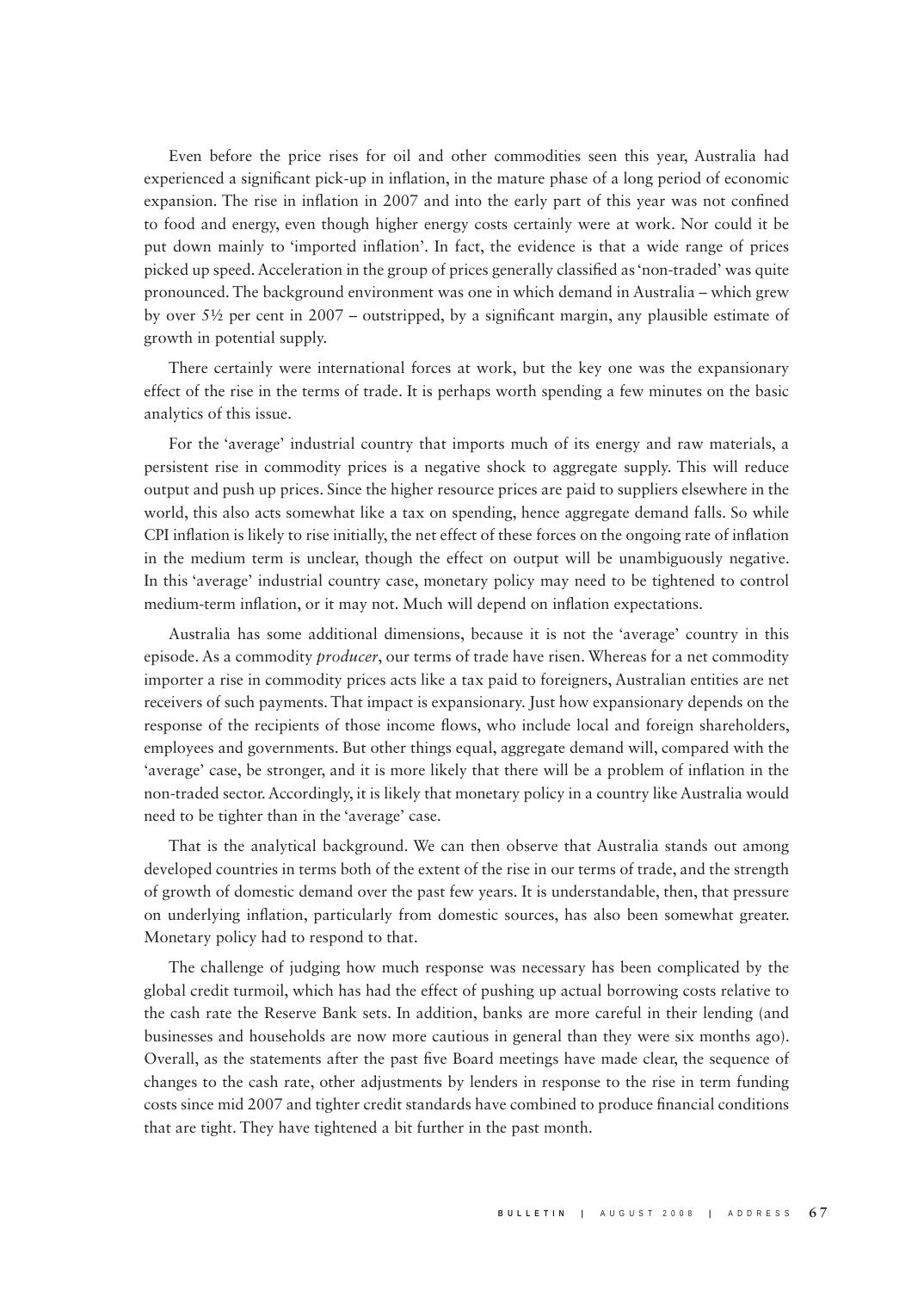Even before the price rises for oil and other commodities seen this year, Australia had experienced a significant pick-up in inflation, in the mature phase of a long period of economic expansion. The rise in inflation in 2007 and into the early part of this year was not confined to food and energy, even though higher energy costs certainly were at work. Nor could it be put down mainly to 'imported inflation'. In fact, the evidence is that a wide range of prices picked up speed. Acceleration in the group of prices generally classified as 'non-traded' was quite pronounced. The background environment was one in which demand in Australia – which grew by over 5½ per cent in 2007 – outstripped, by a significant margin, any plausible estimate of growth in potential supply.

There certainly were international forces at work, but the key one was the expansionary effect of the rise in the terms of trade. It is perhaps worth spending a few minutes on the basic analytics of this issue.

For the 'average' industrial country that imports much of its energy and raw materials, a persistent rise in commodity prices is a negative shock to aggregate supply. This will reduce output and push up prices. Since the higher resource prices are paid to suppliers elsewhere in the world, this also acts somewhat like a tax on spending, hence aggregate demand falls. So while CPI inflation is likely to rise initially, the net effect of these forces on the ongoing rate of inflation in the medium term is unclear, though the effect on output will be unambiguously negative. In this 'average' industrial country case, monetary policy may need to be tightened to control medium-term inflation, or it may not. Much will depend on inflation expectations.

Australia has some additional dimensions, because it is not the 'average' country in this episode. As a commodity *producer*, our terms of trade have risen. Whereas for a net commodity importer a rise in commodity prices acts like a tax paid to foreigners, Australian entities are net receivers of such payments. That impact is expansionary. Just how expansionary depends on the response of the recipients of those income flows, who include local and foreign shareholders, employees and governments. But other things equal, aggregate demand will, compared with the 'average' case, be stronger, and it is more likely that there will be a problem of inflation in the non-traded sector. Accordingly, it is likely that monetary policy in a country like Australia would need to be tighter than in the 'average' case.

That is the analytical background. We can then observe that Australia stands out among developed countries in terms both of the extent of the rise in our terms of trade, and the strength of growth of domestic demand over the past few years. It is understandable, then, that pressure on underlying inflation, particularly from domestic sources, has also been somewhat greater. Monetary policy had to respond to that.

The challenge of judging how much response was necessary has been complicated by the global credit turmoil, which has had the effect of pushing up actual borrowing costs relative to the cash rate the Reserve Bank sets. In addition, banks are more careful in their lending (and businesses and households are now more cautious in general than they were six months ago). Overall, as the statements after the past five Board meetings have made clear, the sequence of changes to the cash rate, other adjustments by lenders in response to the rise in term funding costs since mid 2007 and tighter credit standards have combined to produce financial conditions that are tight. They have tightened a bit further in the past month.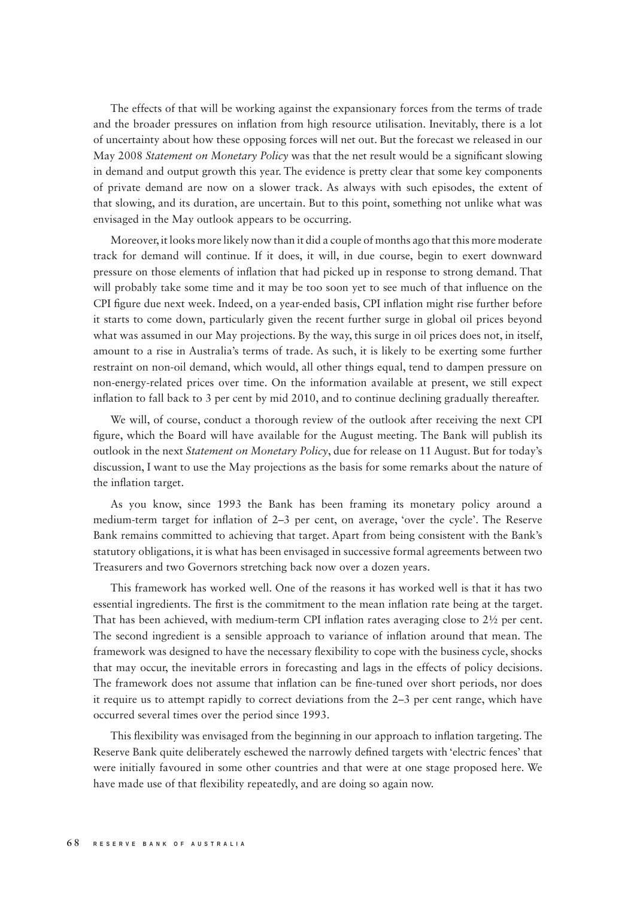The effects of that will be working against the expansionary forces from the terms of trade and the broader pressures on inflation from high resource utilisation. Inevitably, there is a lot of uncertainty about how these opposing forces will net out. But the forecast we released in our May 2008 *Statement on Monetary Policy* was that the net result would be a significant slowing in demand and output growth this year. The evidence is pretty clear that some key components of private demand are now on a slower track. As always with such episodes, the extent of that slowing, and its duration, are uncertain. But to this point, something not unlike what was envisaged in the May outlook appears to be occurring.

Moreover, it looks more likely now than it did a couple of months ago that this more moderate track for demand will continue. If it does, it will, in due course, begin to exert downward pressure on those elements of inflation that had picked up in response to strong demand. That will probably take some time and it may be too soon yet to see much of that influence on the CPI figure due next week. Indeed, on a year-ended basis, CPI inflation might rise further before it starts to come down, particularly given the recent further surge in global oil prices beyond what was assumed in our May projections. By the way, this surge in oil prices does not, in itself, amount to a rise in Australia's terms of trade. As such, it is likely to be exerting some further restraint on non-oil demand, which would, all other things equal, tend to dampen pressure on non-energy-related prices over time. On the information available at present, we still expect inflation to fall back to 3 per cent by mid 2010, and to continue declining gradually thereafter.

We will, of course, conduct a thorough review of the outlook after receiving the next CPI figure, which the Board will have available for the August meeting. The Bank will publish its outlook in the next *Statement on Monetary Policy*, due for release on 11 August. But for today's discussion, I want to use the May projections as the basis for some remarks about the nature of the inflation target.

As you know, since 1993 the Bank has been framing its monetary policy around a medium-term target for inflation of 2–3 per cent, on average, 'over the cycle'. The Reserve Bank remains committed to achieving that target. Apart from being consistent with the Bank's statutory obligations, it is what has been envisaged in successive formal agreements between two Treasurers and two Governors stretching back now over a dozen years.

This framework has worked well. One of the reasons it has worked well is that it has two essential ingredients. The first is the commitment to the mean inflation rate being at the target. That has been achieved, with medium-term CPI inflation rates averaging close to 2½ per cent. The second ingredient is a sensible approach to variance of inflation around that mean. The framework was designed to have the necessary flexibility to cope with the business cycle, shocks that may occur, the inevitable errors in forecasting and lags in the effects of policy decisions. The framework does not assume that inflation can be fine-tuned over short periods, nor does it require us to attempt rapidly to correct deviations from the 2–3 per cent range, which have occurred several times over the period since 1993.

This flexibility was envisaged from the beginning in our approach to inflation targeting. The Reserve Bank quite deliberately eschewed the narrowly defined targets with 'electric fences' that were initially favoured in some other countries and that were at one stage proposed here. We have made use of that flexibility repeatedly, and are doing so again now.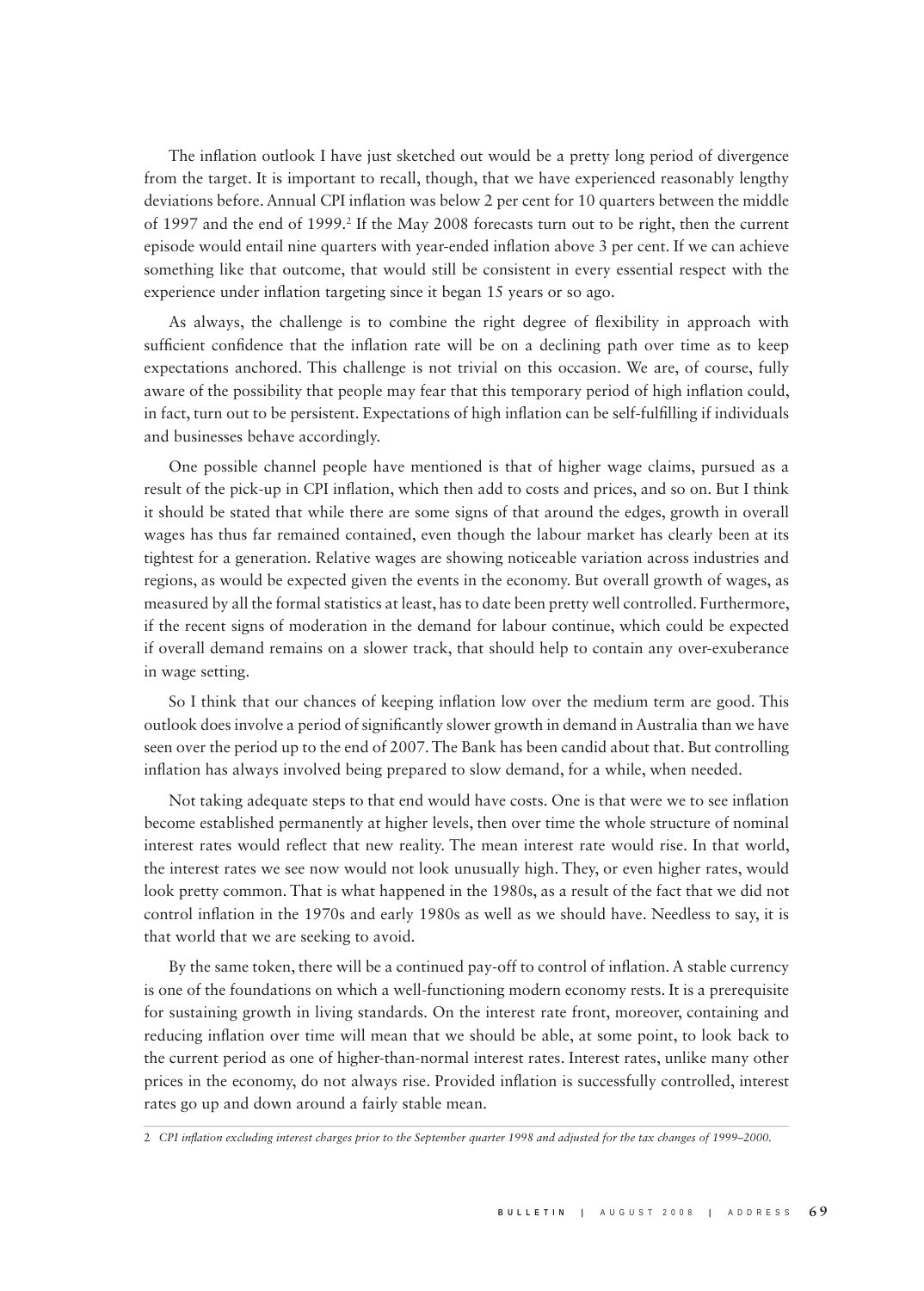The inflation outlook I have just sketched out would be a pretty long period of divergence from the target. It is important to recall, though, that we have experienced reasonably lengthy deviations before. Annual CPI inflation was below 2 per cent for 10 quarters between the middle of 1997 and the end of 1999.[2] If the May 2008 forecasts turn out to be right, then the current episode would entail nine quarters with year-ended inflation above 3 per cent. If we can achieve something like that outcome, that would still be consistent in every essential respect with the experience under inflation targeting since it began 15 years or so ago.

As always, the challenge is to combine the right degree of flexibility in approach with sufficient confidence that the inflation rate will be on a declining path over time as to keep expectations anchored. This challenge is not trivial on this occasion. We are, of course, fully aware of the possibility that people may fear that this temporary period of high inflation could, in fact, turn out to be persistent. Expectations of high inflation can be self-fulfilling if individuals and businesses behave accordingly.

One possible channel people have mentioned is that of higher wage claims, pursued as a result of the pick-up in CPI inflation, which then add to costs and prices, and so on. But I think it should be stated that while there are some signs of that around the edges, growth in overall wages has thus far remained contained, even though the labour market has clearly been at its tightest for a generation. Relative wages are showing noticeable variation across industries and regions, as would be expected given the events in the economy. But overall growth of wages, as measured by all the formal statistics at least, has to date been pretty well controlled. Furthermore, if the recent signs of moderation in the demand for labour continue, which could be expected if overall demand remains on a slower track, that should help to contain any over-exuberance in wage setting.

So I think that our chances of keeping inflation low over the medium term are good. This outlook does involve a period of significantly slower growth in demand in Australia than we have seen over the period up to the end of 2007. The Bank has been candid about that. But controlling inflation has always involved being prepared to slow demand, for a while, when needed.

Not taking adequate steps to that end would have costs. One is that were we to see inflation become established permanently at higher levels, then over time the whole structure of nominal interest rates would reflect that new reality. The mean interest rate would rise. In that world, the interest rates we see now would not look unusually high. They, or even higher rates, would look pretty common. That is what happened in the 1980s, as a result of the fact that we did not control inflation in the 1970s and early 1980s as well as we should have. Needless to say, it is that world that we are seeking to avoid.

By the same token, there will be a continued pay-off to control of inflation. A stable currency is one of the foundations on which a well-functioning modern economy rests. It is a prerequisite for sustaining growth in living standards. On the interest rate front, moreover, containing and reducing inflation over time will mean that we should be able, at some point, to look back to the current period as one of higher-than-normal interest rates. Interest rates, unlike many other prices in the economy, do not always rise. Provided inflation is successfully controlled, interest rates go up and down around a fairly stable mean.

---

2 *CPI inflation excluding interest charges prior to the September quarter 1998 and adjusted for the tax changes of 1999–2000.*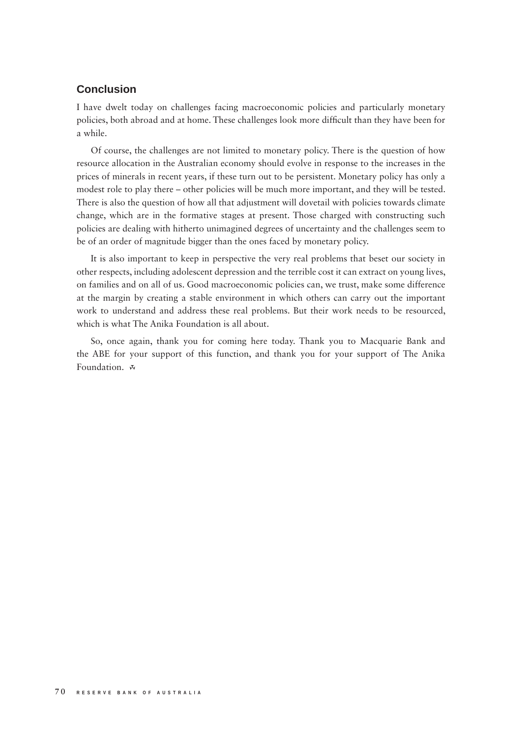## Conclusion

I have dwelt today on challenges facing macroeconomic policies and particularly monetary policies, both abroad and at home. These challenges look more difficult than they have been for a while.

Of course, the challenges are not limited to monetary policy. There is the question of how resource allocation in the Australian economy should evolve in response to the increases in the prices of minerals in recent years, if these turn out to be persistent. Monetary policy has only a modest role to play there – other policies will be much more important, and they will be tested. There is also the question of how all that adjustment will dovetail with policies towards climate change, which are in the formative stages at present. Those charged with constructing such policies are dealing with hitherto unimagined degrees of uncertainty and the challenges seem to be of an order of magnitude bigger than the ones faced by monetary policy.

It is also important to keep in perspective the very real problems that beset our society in other respects, including adolescent depression and the terrible cost it can extract on young lives, on families and on all of us. Good macroeconomic policies can, we trust, make some difference at the margin by creating a stable environment in which others can carry out the important work to understand and address these real problems. But their work needs to be resourced, which is what The Anika Foundation is all about.

So, once again, thank you for coming here today. Thank you to Macquarie Bank and the ABE for your support of this function, and thank you for your support of The Anika Foundation.